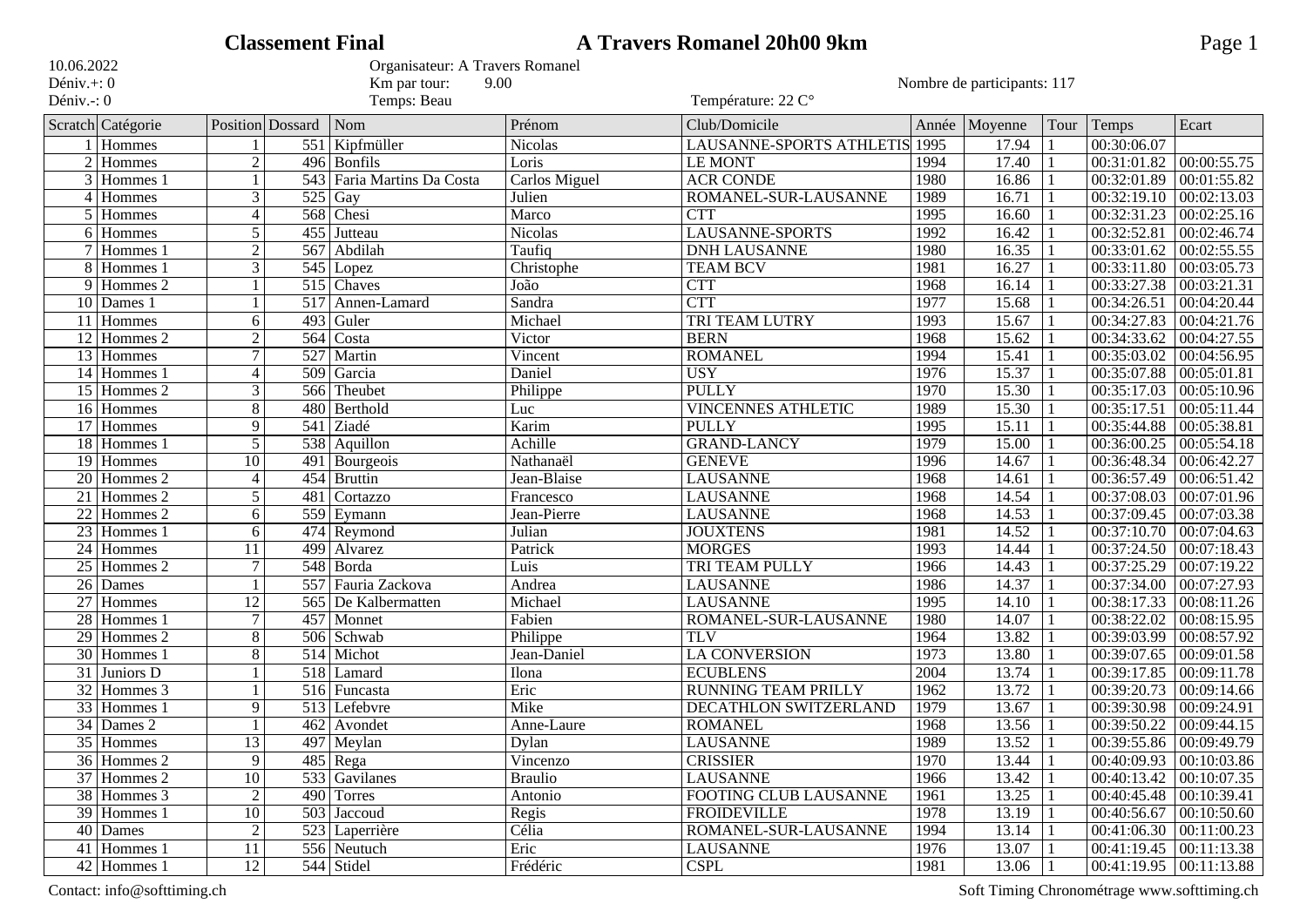# Classement Final — A Travers Romanel 20h00 9km

10.06.2022
Déniv.+: 0
Déniv.-: 0

Organisateur: A Travers Romanel
Km par tour: 9.00
Temps: Beau

Température: 22 C°

Nombre de participants: 117

| Scratch | Catégorie | Position | Dossard | Nom | Prénom | Club/Domicile | Année | Moyenne | Tour | Temps | Ecart |
|---|---|---|---|---|---|---|---|---|---|---|---|
| 1 | Hommes | 1 | 551 | Kipfmüller | Nicolas | LAUSANNE-SPORTS ATHLETIS | 1995 | 17.94 | 1 | 00:30:06.07 | |
| 2 | Hommes | 2 | 496 | Bonfils | Loris | LE MONT | 1994 | 17.40 | 1 | 00:31:01.82 | 00:00:55.75 |
| 3 | Hommes 1 | 1 | 543 | Faria Martins Da Costa | Carlos Miguel | ACR CONDE | 1980 | 16.86 | 1 | 00:32:01.89 | 00:01:55.82 |
| 4 | Hommes | 3 | 525 | Gay | Julien | ROMANEL-SUR-LAUSANNE | 1989 | 16.71 | 1 | 00:32:19.10 | 00:02:13.03 |
| 5 | Hommes | 4 | 568 | Chesi | Marco | CTT | 1995 | 16.60 | 1 | 00:32:31.23 | 00:02:25.16 |
| 6 | Hommes | 5 | 455 | Jutteau | Nicolas | LAUSANNE-SPORTS | 1992 | 16.42 | 1 | 00:32:52.81 | 00:02:46.74 |
| 7 | Hommes 1 | 2 | 567 | Abdilah | Taufiq | DNH LAUSANNE | 1980 | 16.35 | 1 | 00:33:01.62 | 00:02:55.55 |
| 8 | Hommes 1 | 3 | 545 | Lopez | Christophe | TEAM BCV | 1981 | 16.27 | 1 | 00:33:11.80 | 00:03:05.73 |
| 9 | Hommes 2 | 1 | 515 | Chaves | João | CTT | 1968 | 16.14 | 1 | 00:33:27.38 | 00:03:21.31 |
| 10 | Dames 1 | 1 | 517 | Annen-Lamard | Sandra | CTT | 1977 | 15.68 | 1 | 00:34:26.51 | 00:04:20.44 |
| 11 | Hommes | 6 | 493 | Guler | Michael | TRI TEAM LUTRY | 1993 | 15.67 | 1 | 00:34:27.83 | 00:04:21.76 |
| 12 | Hommes 2 | 2 | 564 | Costa | Victor | BERN | 1968 | 15.62 | 1 | 00:34:33.62 | 00:04:27.55 |
| 13 | Hommes | 7 | 527 | Martin | Vincent | ROMANEL | 1994 | 15.41 | 1 | 00:35:03.02 | 00:04:56.95 |
| 14 | Hommes 1 | 4 | 509 | Garcia | Daniel | USY | 1976 | 15.37 | 1 | 00:35:07.88 | 00:05:01.81 |
| 15 | Hommes 2 | 3 | 566 | Theubet | Philippe | PULLY | 1970 | 15.30 | 1 | 00:35:17.03 | 00:05:10.96 |
| 16 | Hommes | 8 | 480 | Berthold | Luc | VINCENNES ATHLETIC | 1989 | 15.30 | 1 | 00:35:17.51 | 00:05:11.44 |
| 17 | Hommes | 9 | 541 | Ziadé | Karim | PULLY | 1995 | 15.11 | 1 | 00:35:44.88 | 00:05:38.81 |
| 18 | Hommes 1 | 5 | 538 | Aquillon | Achille | GRAND-LANCY | 1979 | 15.00 | 1 | 00:36:00.25 | 00:05:54.18 |
| 19 | Hommes | 10 | 491 | Bourgeois | Nathanaël | GENEVE | 1996 | 14.67 | 1 | 00:36:48.34 | 00:06:42.27 |
| 20 | Hommes 2 | 4 | 454 | Bruttin | Jean-Blaise | LAUSANNE | 1968 | 14.61 | 1 | 00:36:57.49 | 00:06:51.42 |
| 21 | Hommes 2 | 5 | 481 | Cortazzo | Francesco | LAUSANNE | 1968 | 14.54 | 1 | 00:37:08.03 | 00:07:01.96 |
| 22 | Hommes 2 | 6 | 559 | Eymann | Jean-Pierre | LAUSANNE | 1968 | 14.53 | 1 | 00:37:09.45 | 00:07:03.38 |
| 23 | Hommes 1 | 6 | 474 | Reymond | Julian | JOUXTENS | 1981 | 14.52 | 1 | 00:37:10.70 | 00:07:04.63 |
| 24 | Hommes | 11 | 499 | Alvarez | Patrick | MORGES | 1993 | 14.44 | 1 | 00:37:24.50 | 00:07:18.43 |
| 25 | Hommes 2 | 7 | 548 | Borda | Luis | TRI TEAM PULLY | 1966 | 14.43 | 1 | 00:37:25.29 | 00:07:19.22 |
| 26 | Dames | 1 | 557 | Fauria Zackova | Andrea | LAUSANNE | 1986 | 14.37 | 1 | 00:37:34.00 | 00:07:27.93 |
| 27 | Hommes | 12 | 565 | De Kalbermatten | Michael | LAUSANNE | 1995 | 14.10 | 1 | 00:38:17.33 | 00:08:11.26 |
| 28 | Hommes 1 | 7 | 457 | Monnet | Fabien | ROMANEL-SUR-LAUSANNE | 1980 | 14.07 | 1 | 00:38:22.02 | 00:08:15.95 |
| 29 | Hommes 2 | 8 | 506 | Schwab | Philippe | TLV | 1964 | 13.82 | 1 | 00:39:03.99 | 00:08:57.92 |
| 30 | Hommes 1 | 8 | 514 | Michot | Jean-Daniel | LA CONVERSION | 1973 | 13.80 | 1 | 00:39:07.65 | 00:09:01.58 |
| 31 | Juniors D | 1 | 518 | Lamard | Ilona | ECUBLENS | 2004 | 13.74 | 1 | 00:39:17.85 | 00:09:11.78 |
| 32 | Hommes 3 | 1 | 516 | Funcasta | Eric | RUNNING TEAM PRILLY | 1962 | 13.72 | 1 | 00:39:20.73 | 00:09:14.66 |
| 33 | Hommes 1 | 9 | 513 | Lefebvre | Mike | DECATHLON SWITZERLAND | 1979 | 13.67 | 1 | 00:39:30.98 | 00:09:24.91 |
| 34 | Dames 2 | 1 | 462 | Avondet | Anne-Laure | ROMANEL | 1968 | 13.56 | 1 | 00:39:50.22 | 00:09:44.15 |
| 35 | Hommes | 13 | 497 | Meylan | Dylan | LAUSANNE | 1989 | 13.52 | 1 | 00:39:55.86 | 00:09:49.79 |
| 36 | Hommes 2 | 9 | 485 | Rega | Vincenzo | CRISSIER | 1970 | 13.44 | 1 | 00:40:09.93 | 00:10:03.86 |
| 37 | Hommes 2 | 10 | 533 | Gavilanes | Braulio | LAUSANNE | 1966 | 13.42 | 1 | 00:40:13.42 | 00:10:07.35 |
| 38 | Hommes 3 | 2 | 490 | Torres | Antonio | FOOTING CLUB LAUSANNE | 1961 | 13.25 | 1 | 00:40:45.48 | 00:10:39.41 |
| 39 | Hommes 1 | 10 | 503 | Jaccoud | Regis | FROIDEVILLE | 1978 | 13.19 | 1 | 00:40:56.67 | 00:10:50.60 |
| 40 | Dames | 2 | 523 | Laperrière | Célia | ROMANEL-SUR-LAUSANNE | 1994 | 13.14 | 1 | 00:41:06.30 | 00:11:00.23 |
| 41 | Hommes 1 | 11 | 556 | Neutuch | Eric | LAUSANNE | 1976 | 13.07 | 1 | 00:41:19.45 | 00:11:13.38 |
| 42 | Hommes 1 | 12 | 544 | Stidel | Frédéric | CSPL | 1981 | 13.06 | 1 | 00:41:19.95 | 00:11:13.88 |

Contact: info@softtiming.ch — Soft Timing Chronométrage www.softtiming.ch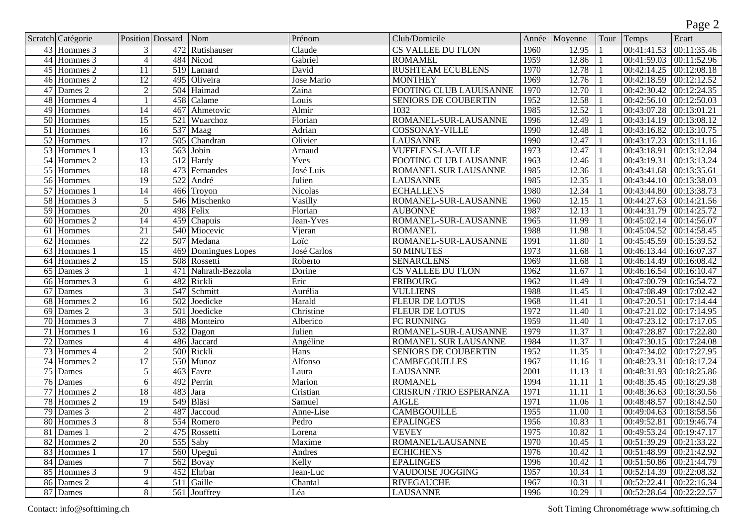| Scratch | Catégorie | Position | Dossard | Nom | Prénom | Club/Domicile | Année | Moyenne | Tour | Temps | Ecart |
|---|---|---|---|---|---|---|---|---|---|---|---|
| 43 | Hommes 3 | 3 | 472 | Rutishauser | Claude | CS VALLEE DU FLON | 1960 | 12.95 | 1 | 00:41:41.53 | 00:11:35.46 |
| 44 | Hommes 3 | 4 | 484 | Nicod | Gabriel | ROMAMEL | 1959 | 12.86 | 1 | 00:41:59.03 | 00:11:52.96 |
| 45 | Hommes 2 | 11 | 519 | Lamard | David | RUSHTEAM ECUBLENS | 1970 | 12.78 | 1 | 00:42:14.25 | 00:12:08.18 |
| 46 | Hommes 2 | 12 | 495 | Oliveira | Jose Mario | MONTHEY | 1969 | 12.76 | 1 | 00:42:18.59 | 00:12:12.52 |
| 47 | Dames 2 | 2 | 504 | Haimad | Zaina | FOOTING CLUB LAUUSANNE | 1970 | 12.70 | 1 | 00:42:30.42 | 00:12:24.35 |
| 48 | Hommes 4 | 1 | 458 | Calame | Louis | SENIORS DE COUBERTIN | 1952 | 12.58 | 1 | 00:42:56.10 | 00:12:50.03 |
| 49 | Hommes | 14 | 467 | Ahmetovic | Almir | 1032 | 1985 | 12.52 | 1 | 00:43:07.28 | 00:13:01.21 |
| 50 | Hommes | 15 | 521 | Wuarchoz | Florian | ROMANEL-SUR-LAUSANNE | 1996 | 12.49 | 1 | 00:43:14.19 | 00:13:08.12 |
| 51 | Hommes | 16 | 537 | Maag | Adrian | COSSONAY-VILLE | 1990 | 12.48 | 1 | 00:43:16.82 | 00:13:10.75 |
| 52 | Hommes | 17 | 505 | Chandran | Olivier | LAUSANNE | 1990 | 12.47 | 1 | 00:43:17.23 | 00:13:11.16 |
| 53 | Hommes 1 | 13 | 563 | Jobin | Arnaud | VUFFLENS-LA-VILLE | 1973 | 12.47 | 1 | 00:43:18.91 | 00:13:12.84 |
| 54 | Hommes 2 | 13 | 512 | Hardy | Yves | FOOTING CLUB LAUSANNE | 1963 | 12.46 | 1 | 00:43:19.31 | 00:13:13.24 |
| 55 | Hommes | 18 | 473 | Fernandes | José Luis | ROMANEL SUR LAUSANNE | 1985 | 12.36 | 1 | 00:43:41.68 | 00:13:35.61 |
| 56 | Hommes | 19 | 522 | André | Julien | LAUSANNE | 1985 | 12.35 | 1 | 00:43:44.10 | 00:13:38.03 |
| 57 | Hommes 1 | 14 | 466 | Troyon | Nicolas | ECHALLENS | 1980 | 12.34 | 1 | 00:43:44.80 | 00:13:38.73 |
| 58 | Hommes 3 | 5 | 546 | Mischenko | Vasilly | ROMANEL-SUR-LAUSANNE | 1960 | 12.15 | 1 | 00:44:27.63 | 00:14:21.56 |
| 59 | Hommes | 20 | 498 | Felix | Florian | AUBONNE | 1987 | 12.13 | 1 | 00:44:31.79 | 00:14:25.72 |
| 60 | Hommes 2 | 14 | 459 | Chapuis | Jean-Yves | ROMANEL-SUR-LAUSANNE | 1965 | 11.99 | 1 | 00:45:02.14 | 00:14:56.07 |
| 61 | Hommes | 21 | 540 | Miocevic | Vjeran | ROMANEL | 1988 | 11.98 | 1 | 00:45:04.52 | 00:14:58.45 |
| 62 | Hommes | 22 | 507 | Medana | Loïc | ROMANEL-SUR-LAUSANNE | 1991 | 11.80 | 1 | 00:45:45.59 | 00:15:39.52 |
| 63 | Hommes 1 | 15 | 469 | Domingues Lopes | José Carlos | 50 MINUTES | 1973 | 11.68 | 1 | 00:46:13.44 | 00:16:07.37 |
| 64 | Hommes 2 | 15 | 508 | Rossetti | Roberto | SENARCLENS | 1969 | 11.68 | 1 | 00:46:14.49 | 00:16:08.42 |
| 65 | Dames 3 | 1 | 471 | Nahrath-Bezzola | Dorine | CS VALLEE DU FLON | 1962 | 11.67 | 1 | 00:46:16.54 | 00:16:10.47 |
| 66 | Hommes 3 | 6 | 482 | Rickli | Eric | FRIBOURG | 1962 | 11.49 | 1 | 00:47:00.79 | 00:16:54.72 |
| 67 | Dames | 3 | 547 | Schmitt | Aurélia | VULLIENS | 1988 | 11.45 | 1 | 00:47:08.49 | 00:17:02.42 |
| 68 | Hommes 2 | 16 | 502 | Joedicke | Harald | FLEUR DE LOTUS | 1968 | 11.41 | 1 | 00:47:20.51 | 00:17:14.44 |
| 69 | Dames 2 | 3 | 501 | Joedicke | Christine | FLEUR DE LOTUS | 1972 | 11.40 | 1 | 00:47:21.02 | 00:17:14.95 |
| 70 | Hommes 3 | 7 | 488 | Monteiro | Alberico | FC RUNNING | 1959 | 11.40 | 1 | 00:47:23.12 | 00:17:17.05 |
| 71 | Hommes 1 | 16 | 532 | Dagon | Julien | ROMANEL-SUR-LAUSANNE | 1979 | 11.37 | 1 | 00:47:28.87 | 00:17:22.80 |
| 72 | Dames | 4 | 486 | Jaccard | Angéline | ROMANEL SUR LAUSANNE | 1984 | 11.37 | 1 | 00:47:30.15 | 00:17:24.08 |
| 73 | Hommes 4 | 2 | 500 | Rickli | Hans | SENIORS DE COUBERTIN | 1952 | 11.35 | 1 | 00:47:34.02 | 00:17:27.95 |
| 74 | Hommes 2 | 17 | 550 | Munoz | Alfonso | CAMBEGOUILLES | 1967 | 11.16 | 1 | 00:48:23.31 | 00:18:17.24 |
| 75 | Dames | 5 | 463 | Favre | Laura | LAUSANNE | 2001 | 11.13 | 1 | 00:48:31.93 | 00:18:25.86 |
| 76 | Dames | 6 | 492 | Perrin | Marion | ROMANEL | 1994 | 11.11 | 1 | 00:48:35.45 | 00:18:29.38 |
| 77 | Hommes 2 | 18 | 483 | Jara | Cristian | CRISRUN /TRIO ESPERANZA | 1971 | 11.11 | 1 | 00:48:36.63 | 00:18:30.56 |
| 78 | Hommes 2 | 19 | 549 | Bläsi | Samuel | AIGLE | 1971 | 11.06 | 1 | 00:48:48.57 | 00:18:42.50 |
| 79 | Dames 3 | 2 | 487 | Jaccoud | Anne-Lise | CAMBGOUILLE | 1955 | 11.00 | 1 | 00:49:04.63 | 00:18:58.56 |
| 80 | Hommes 3 | 8 | 554 | Romero | Pedro | EPALINGES | 1956 | 10.83 | 1 | 00:49:52.81 | 00:19:46.74 |
| 81 | Dames 1 | 2 | 475 | Rossetti | Lorena | VEVEY | 1975 | 10.82 | 1 | 00:49:53.24 | 00:19:47.17 |
| 82 | Hommes 2 | 20 | 555 | Saby | Maxime | ROMANEL/LAUSANNE | 1970 | 10.45 | 1 | 00:51:39.29 | 00:21:33.22 |
| 83 | Hommes 1 | 17 | 560 | Upegui | Andres | ECHICHENS | 1976 | 10.42 | 1 | 00:51:48.99 | 00:21:42.92 |
| 84 | Dames | 7 | 562 | Bovay | Kelly | EPALINGES | 1996 | 10.42 | 1 | 00:51:50.86 | 00:21:44.79 |
| 85 | Hommes 3 | 9 | 452 | Ehrbar | Jean-Luc | VAUDOISE JOGGING | 1957 | 10.34 | 1 | 00:52:14.39 | 00:22:08.32 |
| 86 | Dames 2 | 4 | 511 | Gaille | Chantal | RIVEGAUCHE | 1967 | 10.31 | 1 | 00:52:22.41 | 00:22:16.34 |
| 87 | Dames | 8 | 561 | Jouffrey | Léa | LAUSANNE | 1996 | 10.29 | 1 | 00:52:28.64 | 00:22:22.57 |

Contact: info@softtiming.ch

Soft Timing Chronométrage www.softtiming.ch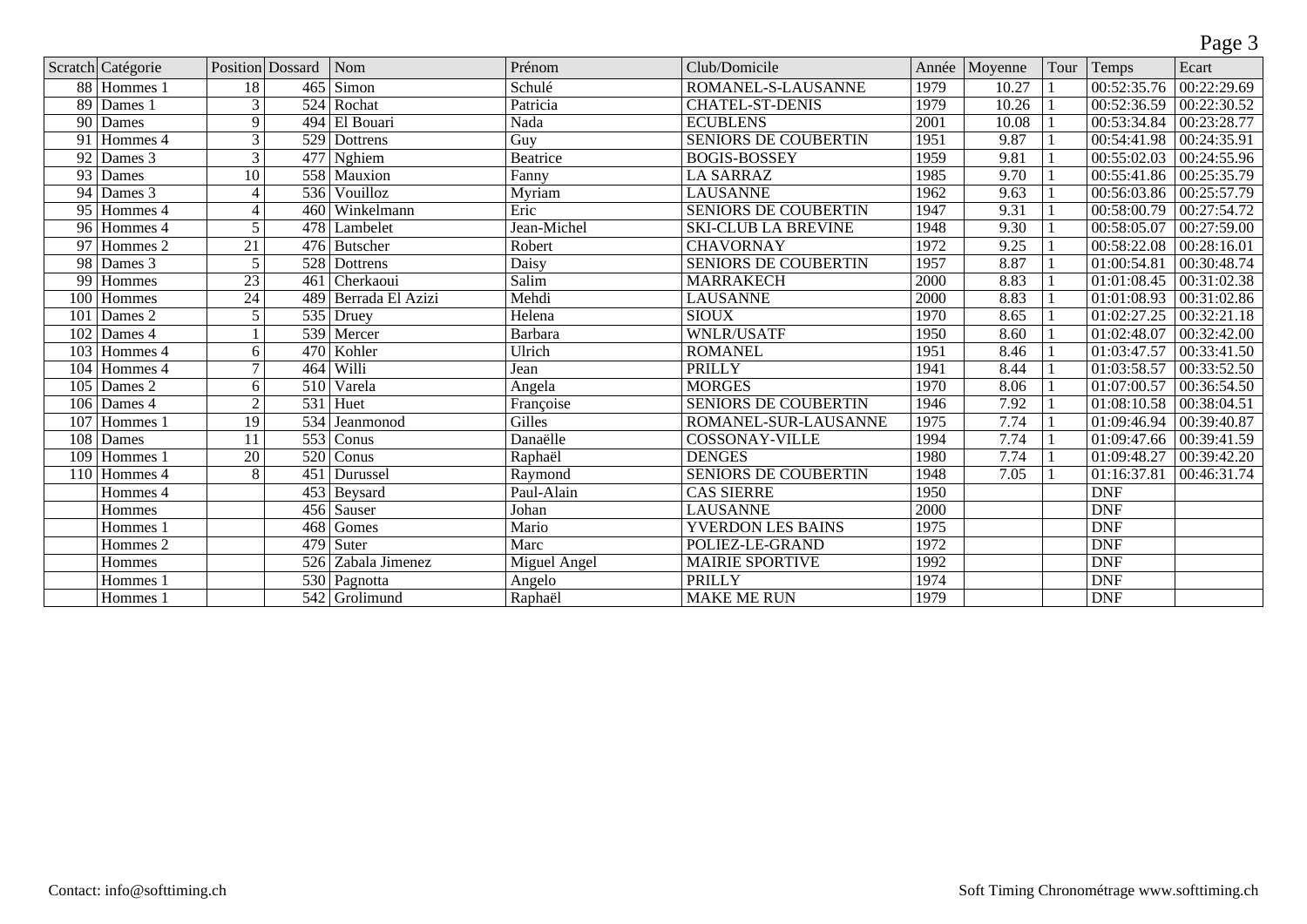| Scratch | Catégorie | Position | Dossard | Nom | Prénom | Club/Domicile | Année | Moyenne | Tour | Temps | Ecart |
|---|---|---|---|---|---|---|---|---|---|---|---|
| 88 | Hommes 1 | 18 | 465 | Simon | Schulé | ROMANEL-S-LAUSANNE | 1979 | 10.27 | 1 | 00:52:35.76 | 00:22:29.69 |
| 89 | Dames 1 | 3 | 524 | Rochat | Patricia | CHATEL-ST-DENIS | 1979 | 10.26 | 1 | 00:52:36.59 | 00:22:30.52 |
| 90 | Dames | 9 | 494 | El Bouari | Nada | ECUBLENS | 2001 | 10.08 | 1 | 00:53:34.84 | 00:23:28.77 |
| 91 | Hommes 4 | 3 | 529 | Dottrens | Guy | SENIORS DE COUBERTIN | 1951 | 9.87 | 1 | 00:54:41.98 | 00:24:35.91 |
| 92 | Dames 3 | 3 | 477 | Nghiem | Beatrice | BOGIS-BOSSEY | 1959 | 9.81 | 1 | 00:55:02.03 | 00:24:55.96 |
| 93 | Dames | 10 | 558 | Mauxion | Fanny | LA SARRAZ | 1985 | 9.70 | 1 | 00:55:41.86 | 00:25:35.79 |
| 94 | Dames 3 | 4 | 536 | Vouilloz | Myriam | LAUSANNE | 1962 | 9.63 | 1 | 00:56:03.86 | 00:25:57.79 |
| 95 | Hommes 4 | 4 | 460 | Winkelmann | Eric | SENIORS DE COUBERTIN | 1947 | 9.31 | 1 | 00:58:00.79 | 00:27:54.72 |
| 96 | Hommes 4 | 5 | 478 | Lambelet | Jean-Michel | SKI-CLUB LA BREVINE | 1948 | 9.30 | 1 | 00:58:05.07 | 00:27:59.00 |
| 97 | Hommes 2 | 21 | 476 | Butscher | Robert | CHAVORNAY | 1972 | 9.25 | 1 | 00:58:22.08 | 00:28:16.01 |
| 98 | Dames 3 | 5 | 528 | Dottrens | Daisy | SENIORS DE COUBERTIN | 1957 | 8.87 | 1 | 01:00:54.81 | 00:30:48.74 |
| 99 | Hommes | 23 | 461 | Cherkaoui | Salim | MARRAKECH | 2000 | 8.83 | 1 | 01:01:08.45 | 00:31:02.38 |
| 100 | Hommes | 24 | 489 | Berrada El Azizi | Mehdi | LAUSANNE | 2000 | 8.83 | 1 | 01:01:08.93 | 00:31:02.86 |
| 101 | Dames 2 | 5 | 535 | Druey | Helena | SIOUX | 1970 | 8.65 | 1 | 01:02:27.25 | 00:32:21.18 |
| 102 | Dames 4 | 1 | 539 | Mercer | Barbara | WNLR/USATF | 1950 | 8.60 | 1 | 01:02:48.07 | 00:32:42.00 |
| 103 | Hommes 4 | 6 | 470 | Kohler | Ulrich | ROMANEL | 1951 | 8.46 | 1 | 01:03:47.57 | 00:33:41.50 |
| 104 | Hommes 4 | 7 | 464 | Willi | Jean | PRILLY | 1941 | 8.44 | 1 | 01:03:58.57 | 00:33:52.50 |
| 105 | Dames 2 | 6 | 510 | Varela | Angela | MORGES | 1970 | 8.06 | 1 | 01:07:00.57 | 00:36:54.50 |
| 106 | Dames 4 | 2 | 531 | Huet | Françoise | SENIORS DE COUBERTIN | 1946 | 7.92 | 1 | 01:08:10.58 | 00:38:04.51 |
| 107 | Hommes 1 | 19 | 534 | Jeanmonod | Gilles | ROMANEL-SUR-LAUSANNE | 1975 | 7.74 | 1 | 01:09:46.94 | 00:39:40.87 |
| 108 | Dames | 11 | 553 | Conus | Danaëlle | COSSONAY-VILLE | 1994 | 7.74 | 1 | 01:09:47.66 | 00:39:41.59 |
| 109 | Hommes 1 | 20 | 520 | Conus | Raphaël | DENGES | 1980 | 7.74 | 1 | 01:09:48.27 | 00:39:42.20 |
| 110 | Hommes 4 | 8 | 451 | Durussel | Raymond | SENIORS DE COUBERTIN | 1948 | 7.05 | 1 | 01:16:37.81 | 00:46:31.74 |
| | Hommes 4 | | 453 | Beysard | Paul-Alain | CAS SIERRE | 1950 | | | DNF | |
| | Hommes | | 456 | Sauser | Johan | LAUSANNE | 2000 | | | DNF | |
| | Hommes 1 | | 468 | Gomes | Mario | YVERDON LES BAINS | 1975 | | | DNF | |
| | Hommes 2 | | 479 | Suter | Marc | POLIEZ-LE-GRAND | 1972 | | | DNF | |
| | Hommes | | 526 | Zabala Jimenez | Miguel Angel | MAIRIE SPORTIVE | 1992 | | | DNF | |
| | Hommes 1 | | 530 | Pagnotta | Angelo | PRILLY | 1974 | | | DNF | |
| | Hommes 1 | | 542 | Grolimund | Raphaël | MAKE ME RUN | 1979 | | | DNF | |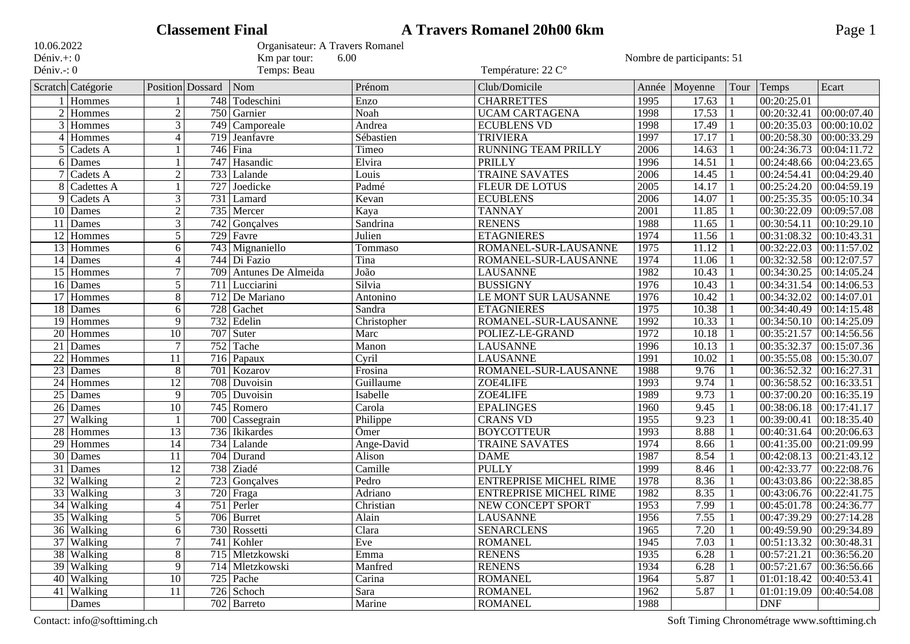# Classement Final — A Travers Romanel 20h00 6km

10.06.2022
Déniv.+: 0
Déniv.-: 0

Organisateur: A Travers Romanel
Km par tour: 6.00
Temps: Beau

Température: 22 C°

Nombre de participants: 51

| Scratch | Catégorie | Position | Dossard | Nom | Prénom | Club/Domicile | Année | Moyenne | Tour | Temps | Ecart |
|---|---|---|---|---|---|---|---|---|---|---|---|
| 1 | Hommes | 1 | 748 | Todeschini | Enzo | CHARRETTES | 1995 | 17.63 | 1 | 00:20:25.01 | |
| 2 | Hommes | 2 | 750 | Garnier | Noah | UCAM CARTAGENA | 1998 | 17.53 | 1 | 00:20:32.41 | 00:00:07.40 |
| 3 | Hommes | 3 | 749 | Camporeale | Andrea | ECUBLENS VD | 1998 | 17.49 | 1 | 00:20:35.03 | 00:00:10.02 |
| 4 | Hommes | 4 | 719 | Jeanfavre | Sébastien | TRIVIERA | 1997 | 17.17 | 1 | 00:20:58.30 | 00:00:33.29 |
| 5 | Cadets A | 1 | 746 | Fina | Timeo | RUNNING TEAM PRILLY | 2006 | 14.63 | 1 | 00:24:36.73 | 00:04:11.72 |
| 6 | Dames | 1 | 747 | Hasandic | Elvira | PRILLY | 1996 | 14.51 | 1 | 00:24:48.66 | 00:04:23.65 |
| 7 | Cadets A | 2 | 733 | Lalande | Louis | TRAINE SAVATES | 2006 | 14.45 | 1 | 00:24:54.41 | 00:04:29.40 |
| 8 | Cadettes A | 1 | 727 | Joedicke | Padmé | FLEUR DE LOTUS | 2005 | 14.17 | 1 | 00:25:24.20 | 00:04:59.19 |
| 9 | Cadets A | 3 | 731 | Lamard | Kevan | ECUBLENS | 2006 | 14.07 | 1 | 00:25:35.35 | 00:05:10.34 |
| 10 | Dames | 2 | 735 | Mercer | Kaya | TANNAY | 2001 | 11.85 | 1 | 00:30:22.09 | 00:09:57.08 |
| 11 | Dames | 3 | 742 | Gonçalves | Sandrina | RENENS | 1988 | 11.65 | 1 | 00:30:54.11 | 00:10:29.10 |
| 12 | Hommes | 5 | 729 | Favre | Julien | ETAGNIERES | 1974 | 11.56 | 1 | 00:31:08.32 | 00:10:43.31 |
| 13 | Hommes | 6 | 743 | Mignaniello | Tommaso | ROMANEL-SUR-LAUSANNE | 1975 | 11.12 | 1 | 00:32:22.03 | 00:11:57.02 |
| 14 | Dames | 4 | 744 | Di Fazio | Tina | ROMANEL-SUR-LAUSANNE | 1974 | 11.06 | 1 | 00:32:32.58 | 00:12:07.57 |
| 15 | Hommes | 7 | 709 | Antunes De Almeida | João | LAUSANNE | 1982 | 10.43 | 1 | 00:34:30.25 | 00:14:05.24 |
| 16 | Dames | 5 | 711 | Lucciarini | Silvia | BUSSIGNY | 1976 | 10.43 | 1 | 00:34:31.54 | 00:14:06.53 |
| 17 | Hommes | 8 | 712 | De Mariano | Antonino | LE MONT SUR LAUSANNE | 1976 | 10.42 | 1 | 00:34:32.02 | 00:14:07.01 |
| 18 | Dames | 6 | 728 | Gachet | Sandra | ETAGNIERES | 1975 | 10.38 | 1 | 00:34:40.49 | 00:14:15.48 |
| 19 | Hommes | 9 | 732 | Edelin | Christopher | ROMANEL-SUR-LAUSANNE | 1992 | 10.33 | 1 | 00:34:50.10 | 00:14:25.09 |
| 20 | Hommes | 10 | 707 | Suter | Marc | POLIEZ-LE-GRAND | 1972 | 10.18 | 1 | 00:35:21.57 | 00:14:56.56 |
| 21 | Dames | 7 | 752 | Tache | Manon | LAUSANNE | 1996 | 10.13 | 1 | 00:35:32.37 | 00:15:07.36 |
| 22 | Hommes | 11 | 716 | Papaux | Cyril | LAUSANNE | 1991 | 10.02 | 1 | 00:35:55.08 | 00:15:30.07 |
| 23 | Dames | 8 | 701 | Kozarov | Frosina | ROMANEL-SUR-LAUSANNE | 1988 | 9.76 | 1 | 00:36:52.32 | 00:16:27.31 |
| 24 | Hommes | 12 | 708 | Duvoisin | Guillaume | ZOE4LIFE | 1993 | 9.74 | 1 | 00:36:58.52 | 00:16:33.51 |
| 25 | Dames | 9 | 705 | Duvoisin | Isabelle | ZOE4LIFE | 1989 | 9.73 | 1 | 00:37:00.20 | 00:16:35.19 |
| 26 | Dames | 10 | 745 | Romero | Carola | EPALINGES | 1960 | 9.45 | 1 | 00:38:06.18 | 00:17:41.17 |
| 27 | Walking | 1 | 700 | Cassegrain | Philippe | CRANS VD | 1955 | 9.23 | 1 | 00:39:00.41 | 00:18:35.40 |
| 28 | Hommes | 13 | 736 | Ikikardes | Ömer | BOYCOTTEUR | 1993 | 8.88 | 1 | 00:40:31.64 | 00:20:06.63 |
| 29 | Hommes | 14 | 734 | Lalande | Ange-David | TRAINE SAVATES | 1974 | 8.66 | 1 | 00:41:35.00 | 00:21:09.99 |
| 30 | Dames | 11 | 704 | Durand | Alison | DAME | 1987 | 8.54 | 1 | 00:42:08.13 | 00:21:43.12 |
| 31 | Dames | 12 | 738 | Ziadé | Camille | PULLY | 1999 | 8.46 | 1 | 00:42:33.77 | 00:22:08.76 |
| 32 | Walking | 2 | 723 | Gonçalves | Pedro | ENTREPRISE MICHEL RIME | 1978 | 8.36 | 1 | 00:43:03.86 | 00:22:38.85 |
| 33 | Walking | 3 | 720 | Fraga | Adriano | ENTREPRISE MICHEL RIME | 1982 | 8.35 | 1 | 00:43:06.76 | 00:22:41.75 |
| 34 | Walking | 4 | 751 | Perler | Christian | NEW CONCEPT SPORT | 1953 | 7.99 | 1 | 00:45:01.78 | 00:24:36.77 |
| 35 | Walking | 5 | 706 | Burret | Alain | LAUSANNE | 1956 | 7.55 | 1 | 00:47:39.29 | 00:27:14.28 |
| 36 | Walking | 6 | 730 | Rossetti | Clara | SENARCLENS | 1965 | 7.20 | 1 | 00:49:59.90 | 00:29:34.89 |
| 37 | Walking | 7 | 741 | Kohler | Eve | ROMANEL | 1945 | 7.03 | 1 | 00:51:13.32 | 00:30:48.31 |
| 38 | Walking | 8 | 715 | Mletzkowski | Emma | RENENS | 1935 | 6.28 | 1 | 00:57:21.21 | 00:36:56.20 |
| 39 | Walking | 9 | 714 | Mletzkowski | Manfred | RENENS | 1934 | 6.28 | 1 | 00:57:21.67 | 00:36:56.66 |
| 40 | Walking | 10 | 725 | Pache | Carina | ROMANEL | 1964 | 5.87 | 1 | 01:01:18.42 | 00:40:53.41 |
| 41 | Walking | 11 | 726 | Schoch | Sara | ROMANEL | 1962 | 5.87 | 1 | 01:01:19.09 | 00:40:54.08 |
| | Dames | | 702 | Barreto | Marine | ROMANEL | 1988 | | | DNF | |

Contact: info@softtiming.ch

Soft Timing Chronométrage www.softtiming.ch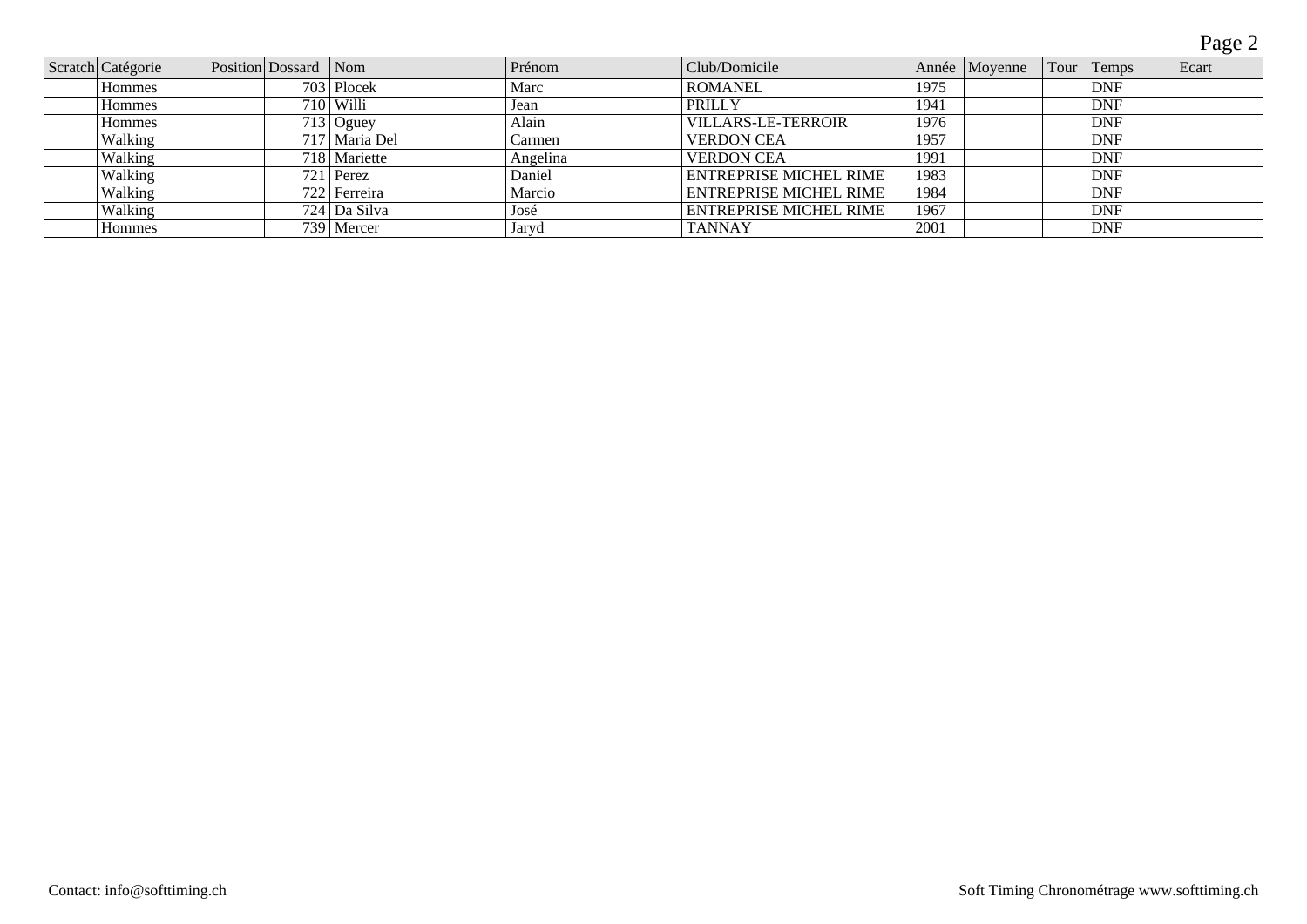| Scratch | Catégorie | Position | Dossard | Nom | Prénom | Club/Domicile | Année | Moyenne | Tour | Temps | Ecart |
|---|---|---|---|---|---|---|---|---|---|---|---|
| | Hommes | | 703 | Plocek | Marc | ROMANEL | 1975 | | | DNF | |
| | Hommes | | 710 | Willi | Jean | PRILLY | 1941 | | | DNF | |
| | Hommes | | 713 | Oguey | Alain | VILLARS-LE-TERROIR | 1976 | | | DNF | |
| | Walking | | 717 | Maria Del | Carmen | VERDON CEA | 1957 | | | DNF | |
| | Walking | | 718 | Mariette | Angelina | VERDON CEA | 1991 | | | DNF | |
| | Walking | | 721 | Perez | Daniel | ENTREPRISE MICHEL RIME | 1983 | | | DNF | |
| | Walking | | 722 | Ferreira | Marcio | ENTREPRISE MICHEL RIME | 1984 | | | DNF | |
| | Walking | | 724 | Da Silva | José | ENTREPRISE MICHEL RIME | 1967 | | | DNF | |
| | Hommes | | 739 | Mercer | Jaryd | TANNAY | 2001 | | | DNF | |

Contact: info@softtiming.ch

Soft Timing Chronométrage www.softtiming.ch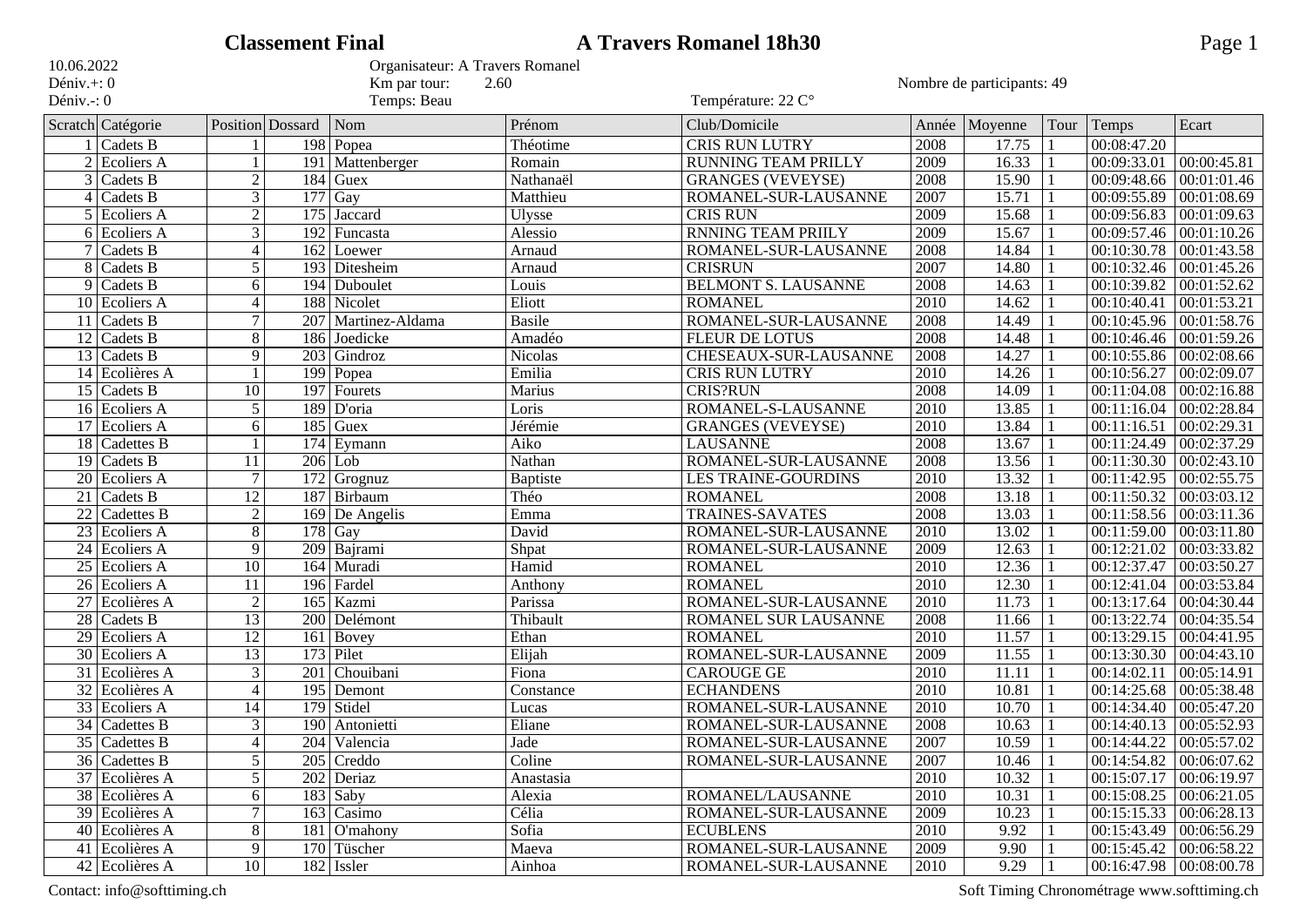# Classement Final — A Travers Romanel 18h30

10.06.2022
Déniv.+: 0
Déniv.-: 0

Organisateur: A Travers Romanel
Km par tour: 2.60
Temps: Beau

Température: 22 C°

Nombre de participants: 49

| Scratch | Catégorie | Position | Dossard | Nom | Prénom | Club/Domicile | Année | Moyenne | Tour | Temps | Ecart |
|---|---|---|---|---|---|---|---|---|---|---|---|
| 1 | Cadets B | 1 | 198 | Popea | Théotime | CRIS RUN LUTRY | 2008 | 17.75 | 1 | 00:08:47.20 | |
| 2 | Ecoliers A | 1 | 191 | Mattenberger | Romain | RUNNING TEAM PRILLY | 2009 | 16.33 | 1 | 00:09:33.01 | 00:00:45.81 |
| 3 | Cadets B | 2 | 184 | Guex | Nathanaël | GRANGES (VEVEYSE) | 2008 | 15.90 | 1 | 00:09:48.66 | 00:01:01.46 |
| 4 | Cadets B | 3 | 177 | Gay | Matthieu | ROMANEL-SUR-LAUSANNE | 2007 | 15.71 | 1 | 00:09:55.89 | 00:01:08.69 |
| 5 | Ecoliers A | 2 | 175 | Jaccard | Ulysse | CRIS RUN | 2009 | 15.68 | 1 | 00:09:56.83 | 00:01:09.63 |
| 6 | Ecoliers A | 3 | 192 | Funcasta | Alessio | RNNING TEAM PRIILY | 2009 | 15.67 | 1 | 00:09:57.46 | 00:01:10.26 |
| 7 | Cadets B | 4 | 162 | Loewer | Arnaud | ROMANEL-SUR-LAUSANNE | 2008 | 14.84 | 1 | 00:10:30.78 | 00:01:43.58 |
| 8 | Cadets B | 5 | 193 | Ditesheim | Arnaud | CRISRUN | 2007 | 14.80 | 1 | 00:10:32.46 | 00:01:45.26 |
| 9 | Cadets B | 6 | 194 | Duboulet | Louis | BELMONT S. LAUSANNE | 2008 | 14.63 | 1 | 00:10:39.82 | 00:01:52.62 |
| 10 | Ecoliers A | 4 | 188 | Nicolet | Eliott | ROMANEL | 2010 | 14.62 | 1 | 00:10:40.41 | 00:01:53.21 |
| 11 | Cadets B | 7 | 207 | Martinez-Aldama | Basile | ROMANEL-SUR-LAUSANNE | 2008 | 14.49 | 1 | 00:10:45.96 | 00:01:58.76 |
| 12 | Cadets B | 8 | 186 | Joedicke | Amadéo | FLEUR DE LOTUS | 2008 | 14.48 | 1 | 00:10:46.46 | 00:01:59.26 |
| 13 | Cadets B | 9 | 203 | Gindroz | Nicolas | CHESEAUX-SUR-LAUSANNE | 2008 | 14.27 | 1 | 00:10:55.86 | 00:02:08.66 |
| 14 | Ecolières A | 1 | 199 | Popea | Emilia | CRIS RUN LUTRY | 2010 | 14.26 | 1 | 00:10:56.27 | 00:02:09.07 |
| 15 | Cadets B | 10 | 197 | Fourets | Marius | CRIS?RUN | 2008 | 14.09 | 1 | 00:11:04.08 | 00:02:16.88 |
| 16 | Ecoliers A | 5 | 189 | D'oria | Loris | ROMANEL-S-LAUSANNE | 2010 | 13.85 | 1 | 00:11:16.04 | 00:02:28.84 |
| 17 | Ecoliers A | 6 | 185 | Guex | Jérémie | GRANGES (VEVEYSE) | 2010 | 13.84 | 1 | 00:11:16.51 | 00:02:29.31 |
| 18 | Cadettes B | 1 | 174 | Eymann | Aiko | LAUSANNE | 2008 | 13.67 | 1 | 00:11:24.49 | 00:02:37.29 |
| 19 | Cadets B | 11 | 206 | Lob | Nathan | ROMANEL-SUR-LAUSANNE | 2008 | 13.56 | 1 | 00:11:30.30 | 00:02:43.10 |
| 20 | Ecoliers A | 7 | 172 | Grognuz | Baptiste | LES TRAINE-GOURDINS | 2010 | 13.32 | 1 | 00:11:42.95 | 00:02:55.75 |
| 21 | Cadets B | 12 | 187 | Birbaum | Théo | ROMANEL | 2008 | 13.18 | 1 | 00:11:50.32 | 00:03:03.12 |
| 22 | Cadettes B | 2 | 169 | De Angelis | Emma | TRAINES-SAVATES | 2008 | 13.03 | 1 | 00:11:58.56 | 00:03:11.36 |
| 23 | Ecoliers A | 8 | 178 | Gay | David | ROMANEL-SUR-LAUSANNE | 2010 | 13.02 | 1 | 00:11:59.00 | 00:03:11.80 |
| 24 | Ecoliers A | 9 | 209 | Bajrami | Shpat | ROMANEL-SUR-LAUSANNE | 2009 | 12.63 | 1 | 00:12:21.02 | 00:03:33.82 |
| 25 | Ecoliers A | 10 | 164 | Muradi | Hamid | ROMANEL | 2010 | 12.36 | 1 | 00:12:37.47 | 00:03:50.27 |
| 26 | Ecoliers A | 11 | 196 | Fardel | Anthony | ROMANEL | 2010 | 12.30 | 1 | 00:12:41.04 | 00:03:53.84 |
| 27 | Ecolières A | 2 | 165 | Kazmi | Parissa | ROMANEL-SUR-LAUSANNE | 2010 | 11.73 | 1 | 00:13:17.64 | 00:04:30.44 |
| 28 | Cadets B | 13 | 200 | Delémont | Thibault | ROMANEL SUR LAUSANNE | 2008 | 11.66 | 1 | 00:13:22.74 | 00:04:35.54 |
| 29 | Ecoliers A | 12 | 161 | Bovey | Ethan | ROMANEL | 2010 | 11.57 | 1 | 00:13:29.15 | 00:04:41.95 |
| 30 | Ecoliers A | 13 | 173 | Pilet | Elijah | ROMANEL-SUR-LAUSANNE | 2009 | 11.55 | 1 | 00:13:30.30 | 00:04:43.10 |
| 31 | Ecolières A | 3 | 201 | Chouibani | Fiona | CAROUGE GE | 2010 | 11.11 | 1 | 00:14:02.11 | 00:05:14.91 |
| 32 | Ecolières A | 4 | 195 | Demont | Constance | ECHANDENS | 2010 | 10.81 | 1 | 00:14:25.68 | 00:05:38.48 |
| 33 | Ecoliers A | 14 | 179 | Stidel | Lucas | ROMANEL-SUR-LAUSANNE | 2010 | 10.70 | 1 | 00:14:34.40 | 00:05:47.20 |
| 34 | Cadettes B | 3 | 190 | Antonietti | Eliane | ROMANEL-SUR-LAUSANNE | 2008 | 10.63 | 1 | 00:14:40.13 | 00:05:52.93 |
| 35 | Cadettes B | 4 | 204 | Valencia | Jade | ROMANEL-SUR-LAUSANNE | 2007 | 10.59 | 1 | 00:14:44.22 | 00:05:57.02 |
| 36 | Cadettes B | 5 | 205 | Creddo | Coline | ROMANEL-SUR-LAUSANNE | 2007 | 10.46 | 1 | 00:14:54.82 | 00:06:07.62 |
| 37 | Ecolières A | 5 | 202 | Deriaz | Anastasia | | 2010 | 10.32 | 1 | 00:15:07.17 | 00:06:19.97 |
| 38 | Ecolières A | 6 | 183 | Saby | Alexia | ROMANEL/LAUSANNE | 2010 | 10.31 | 1 | 00:15:08.25 | 00:06:21.05 |
| 39 | Ecolières A | 7 | 163 | Casimo | Célia | ROMANEL-SUR-LAUSANNE | 2009 | 10.23 | 1 | 00:15:15.33 | 00:06:28.13 |
| 40 | Ecolières A | 8 | 181 | O'mahony | Sofia | ECUBLENS | 2010 | 9.92 | 1 | 00:15:43.49 | 00:06:56.29 |
| 41 | Ecolières A | 9 | 170 | Tüscher | Maeva | ROMANEL-SUR-LAUSANNE | 2009 | 9.90 | 1 | 00:15:45.42 | 00:06:58.22 |
| 42 | Ecolières A | 10 | 182 | Issler | Ainhoa | ROMANEL-SUR-LAUSANNE | 2010 | 9.29 | 1 | 00:16:47.98 | 00:08:00.78 |

Contact: info@softtiming.ch

Soft Timing Chronométrage www.softtiming.ch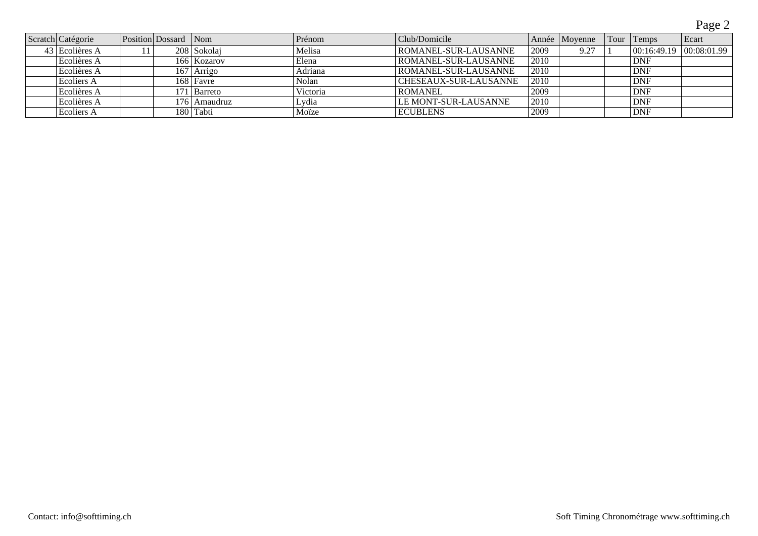| Scratch | Catégorie | Position | Dossard | Nom | Prénom | Club/Domicile | Année | Moyenne | Tour | Temps | Ecart |
|---|---|---|---|---|---|---|---|---|---|---|---|
| 43 | Ecolières A | 11 | 208 | Sokolaj | Melisa | ROMANEL-SUR-LAUSANNE | 2009 | 9.27 | 1 | 00:16:49.19 | 00:08:01.99 |
| | Ecolières A | | 166 | Kozarov | Elena | ROMANEL-SUR-LAUSANNE | 2010 | | | DNF | |
| | Ecolières A | | 167 | Arrigo | Adriana | ROMANEL-SUR-LAUSANNE | 2010 | | | DNF | |
| | Ecoliers A | | 168 | Favre | Nolan | CHESEAUX-SUR-LAUSANNE | 2010 | | | DNF | |
| | Ecolières A | | 171 | Barreto | Victoria | ROMANEL | 2009 | | | DNF | |
| | Ecolières A | | 176 | Amaudruz | Lydia | LE MONT-SUR-LAUSANNE | 2010 | | | DNF | |
| | Ecoliers A | | 180 | Tabti | Moïze | ECUBLENS | 2009 | | | DNF | |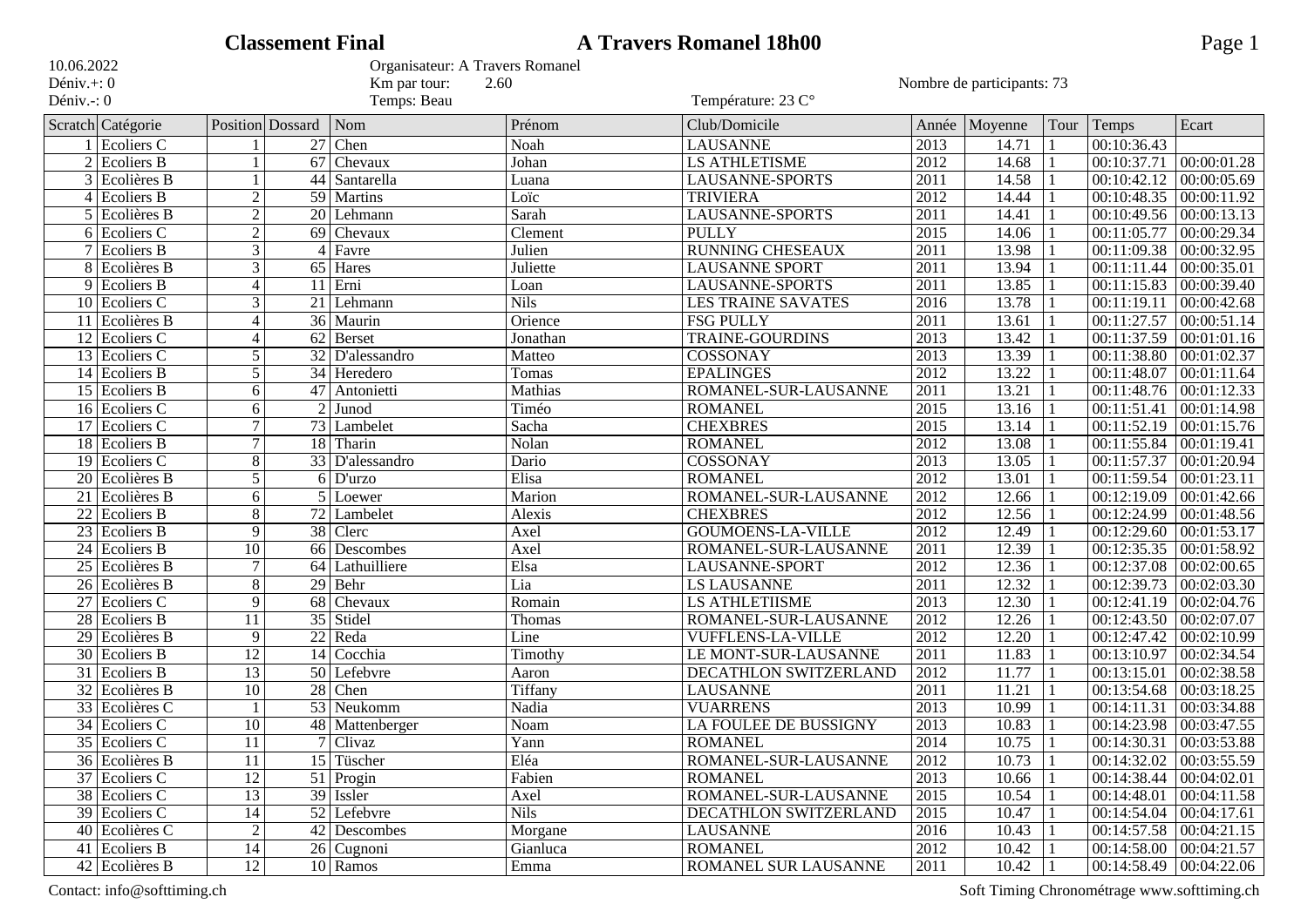## Classement Final — A Travers Romanel 18h00

10.06.2022
Déniv.+: 0
Déniv.-: 0

Organisateur: A Travers Romanel
Km par tour: 2.60
Temps: Beau

Température: 23 C°

Nombre de participants: 73

| Scratch | Catégorie | Position | Dossard | Nom | Prénom | Club/Domicile | Année | Moyenne | Tour | Temps | Ecart |
|---|---|---|---|---|---|---|---|---|---|---|---|
| 1 | Ecoliers C | 1 | 27 | Chen | Noah | LAUSANNE | 2013 | 14.71 | 1 | 00:10:36.43 | |
| 2 | Ecoliers B | 1 | 67 | Chevaux | Johan | LS ATHLETISME | 2012 | 14.68 | 1 | 00:10:37.71 | 00:00:01.28 |
| 3 | Ecolières B | 1 | 44 | Santarella | Luana | LAUSANNE-SPORTS | 2011 | 14.58 | 1 | 00:10:42.12 | 00:00:05.69 |
| 4 | Ecoliers B | 2 | 59 | Martins | Loïc | TRIVIERA | 2012 | 14.44 | 1 | 00:10:48.35 | 00:00:11.92 |
| 5 | Ecolières B | 2 | 20 | Lehmann | Sarah | LAUSANNE-SPORTS | 2011 | 14.41 | 1 | 00:10:49.56 | 00:00:13.13 |
| 6 | Ecoliers C | 2 | 69 | Chevaux | Clement | PULLY | 2015 | 14.06 | 1 | 00:11:05.77 | 00:00:29.34 |
| 7 | Ecoliers B | 3 | 4 | Favre | Julien | RUNNING CHESEAUX | 2011 | 13.98 | 1 | 00:11:09.38 | 00:00:32.95 |
| 8 | Ecolières B | 3 | 65 | Hares | Juliette | LAUSANNE SPORT | 2011 | 13.94 | 1 | 00:11:11.44 | 00:00:35.01 |
| 9 | Ecoliers B | 4 | 11 | Erni | Loan | LAUSANNE-SPORTS | 2011 | 13.85 | 1 | 00:11:15.83 | 00:00:39.40 |
| 10 | Ecoliers C | 3 | 21 | Lehmann | Nils | LES TRAINE SAVATES | 2016 | 13.78 | 1 | 00:11:19.11 | 00:00:42.68 |
| 11 | Ecolières B | 4 | 36 | Maurin | Orience | FSG PULLY | 2011 | 13.61 | 1 | 00:11:27.57 | 00:00:51.14 |
| 12 | Ecoliers C | 4 | 62 | Berset | Jonathan | TRAINE-GOURDINS | 2013 | 13.42 | 1 | 00:11:37.59 | 00:01:01.16 |
| 13 | Ecoliers C | 5 | 32 | D'alessandro | Matteo | COSSONAY | 2013 | 13.39 | 1 | 00:11:38.80 | 00:01:02.37 |
| 14 | Ecoliers B | 5 | 34 | Heredero | Tomas | EPALINGES | 2012 | 13.22 | 1 | 00:11:48.07 | 00:01:11.64 |
| 15 | Ecoliers B | 6 | 47 | Antonietti | Mathias | ROMANEL-SUR-LAUSANNE | 2011 | 13.21 | 1 | 00:11:48.76 | 00:01:12.33 |
| 16 | Ecoliers C | 6 | 2 | Junod | Timéo | ROMANEL | 2015 | 13.16 | 1 | 00:11:51.41 | 00:01:14.98 |
| 17 | Ecoliers C | 7 | 73 | Lambelet | Sacha | CHEXBRES | 2015 | 13.14 | 1 | 00:11:52.19 | 00:01:15.76 |
| 18 | Ecoliers B | 7 | 18 | Tharin | Nolan | ROMANEL | 2012 | 13.08 | 1 | 00:11:55.84 | 00:01:19.41 |
| 19 | Ecoliers C | 8 | 33 | D'alessandro | Dario | COSSONAY | 2013 | 13.05 | 1 | 00:11:57.37 | 00:01:20.94 |
| 20 | Ecolières B | 5 | 6 | D'urzo | Elisa | ROMANEL | 2012 | 13.01 | 1 | 00:11:59.54 | 00:01:23.11 |
| 21 | Ecolières B | 6 | 5 | Loewer | Marion | ROMANEL-SUR-LAUSANNE | 2012 | 12.66 | 1 | 00:12:19.09 | 00:01:42.66 |
| 22 | Ecoliers B | 8 | 72 | Lambelet | Alexis | CHEXBRES | 2012 | 12.56 | 1 | 00:12:24.99 | 00:01:48.56 |
| 23 | Ecoliers B | 9 | 38 | Clerc | Axel | GOUMOENS-LA-VILLE | 2012 | 12.49 | 1 | 00:12:29.60 | 00:01:53.17 |
| 24 | Ecoliers B | 10 | 66 | Descombes | Axel | ROMANEL-SUR-LAUSANNE | 2011 | 12.39 | 1 | 00:12:35.35 | 00:01:58.92 |
| 25 | Ecolières B | 7 | 64 | Lathuilliere | Elsa | LAUSANNE-SPORT | 2012 | 12.36 | 1 | 00:12:37.08 | 00:02:00.65 |
| 26 | Ecolières B | 8 | 29 | Behr | Lia | LS LAUSANNE | 2011 | 12.32 | 1 | 00:12:39.73 | 00:02:03.30 |
| 27 | Ecoliers C | 9 | 68 | Chevaux | Romain | LS ATHLETIISME | 2013 | 12.30 | 1 | 00:12:41.19 | 00:02:04.76 |
| 28 | Ecoliers B | 11 | 35 | Stidel | Thomas | ROMANEL-SUR-LAUSANNE | 2012 | 12.26 | 1 | 00:12:43.50 | 00:02:07.07 |
| 29 | Ecolières B | 9 | 22 | Reda | Line | VUFFLENS-LA-VILLE | 2012 | 12.20 | 1 | 00:12:47.42 | 00:02:10.99 |
| 30 | Ecoliers B | 12 | 14 | Cocchia | Timothy | LE MONT-SUR-LAUSANNE | 2011 | 11.83 | 1 | 00:13:10.97 | 00:02:34.54 |
| 31 | Ecoliers B | 13 | 50 | Lefebvre | Aaron | DECATHLON SWITZERLAND | 2012 | 11.77 | 1 | 00:13:15.01 | 00:02:38.58 |
| 32 | Ecolières B | 10 | 28 | Chen | Tiffany | LAUSANNE | 2011 | 11.21 | 1 | 00:13:54.68 | 00:03:18.25 |
| 33 | Ecolières C | 1 | 53 | Neukomm | Nadia | VUARRENS | 2013 | 10.99 | 1 | 00:14:11.31 | 00:03:34.88 |
| 34 | Ecoliers C | 10 | 48 | Mattenberger | Noam | LA FOULEE DE BUSSIGNY | 2013 | 10.83 | 1 | 00:14:23.98 | 00:03:47.55 |
| 35 | Ecoliers C | 11 | 7 | Clivaz | Yann | ROMANEL | 2014 | 10.75 | 1 | 00:14:30.31 | 00:03:53.88 |
| 36 | Ecolières B | 11 | 15 | Tüscher | Eléa | ROMANEL-SUR-LAUSANNE | 2012 | 10.73 | 1 | 00:14:32.02 | 00:03:55.59 |
| 37 | Ecoliers C | 12 | 51 | Progin | Fabien | ROMANEL | 2013 | 10.66 | 1 | 00:14:38.44 | 00:04:02.01 |
| 38 | Ecoliers C | 13 | 39 | Issler | Axel | ROMANEL-SUR-LAUSANNE | 2015 | 10.54 | 1 | 00:14:48.01 | 00:04:11.58 |
| 39 | Ecoliers C | 14 | 52 | Lefebvre | Nils | DECATHLON SWITZERLAND | 2015 | 10.47 | 1 | 00:14:54.04 | 00:04:17.61 |
| 40 | Ecolières C | 2 | 42 | Descombes | Morgane | LAUSANNE | 2016 | 10.43 | 1 | 00:14:57.58 | 00:04:21.15 |
| 41 | Ecoliers B | 14 | 26 | Cugnoni | Gianluca | ROMANEL | 2012 | 10.42 | 1 | 00:14:58.00 | 00:04:21.57 |
| 42 | Ecolières B | 12 | 10 | Ramos | Emma | ROMANEL SUR LAUSANNE | 2011 | 10.42 | 1 | 00:14:58.49 | 00:04:22.06 |

Contact: info@softtiming.ch

Soft Timing Chronométrage www.softtiming.ch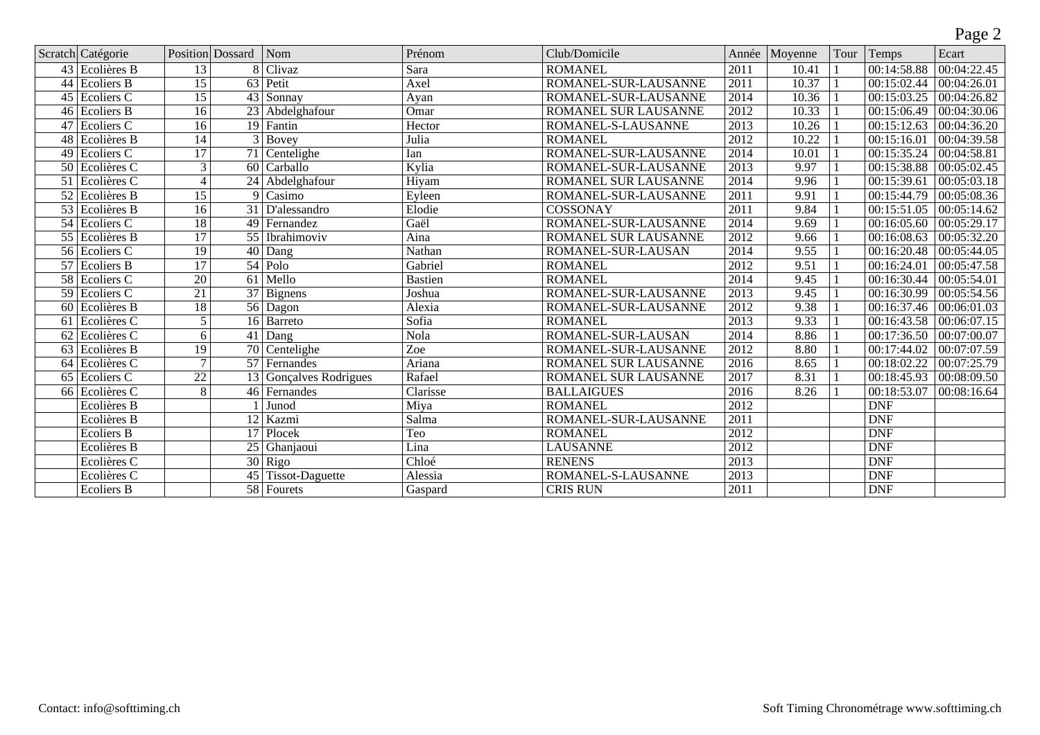| Scratch | Catégorie | Position | Dossard | Nom | Prénom | Club/Domicile | Année | Moyenne | Tour | Temps | Ecart |
|---|---|---|---|---|---|---|---|---|---|---|---|
| 43 | Ecolières B | 13 | 8 | Clivaz | Sara | ROMANEL | 2011 | 10.41 | 1 | 00:14:58.88 | 00:04:22.45 |
| 44 | Ecoliers B | 15 | 63 | Petit | Axel | ROMANEL-SUR-LAUSANNE | 2011 | 10.37 | 1 | 00:15:02.44 | 00:04:26.01 |
| 45 | Ecoliers C | 15 | 43 | Sonnay | Ayan | ROMANEL-SUR-LAUSANNE | 2014 | 10.36 | 1 | 00:15:03.25 | 00:04:26.82 |
| 46 | Ecoliers B | 16 | 23 | Abdelghafour | Omar | ROMANEL SUR LAUSANNE | 2012 | 10.33 | 1 | 00:15:06.49 | 00:04:30.06 |
| 47 | Ecoliers C | 16 | 19 | Fantin | Hector | ROMANEL-S-LAUSANNE | 2013 | 10.26 | 1 | 00:15:12.63 | 00:04:36.20 |
| 48 | Ecolières B | 14 | 3 | Bovey | Julia | ROMANEL | 2012 | 10.22 | 1 | 00:15:16.01 | 00:04:39.58 |
| 49 | Ecoliers C | 17 | 71 | Centelighe | Ian | ROMANEL-SUR-LAUSANNE | 2014 | 10.01 | 1 | 00:15:35.24 | 00:04:58.81 |
| 50 | Ecolières C | 3 | 60 | Carballo | Kylia | ROMANEL-SUR-LAUSANNE | 2013 | 9.97 | 1 | 00:15:38.88 | 00:05:02.45 |
| 51 | Ecolières C | 4 | 24 | Abdelghafour | Hiyam | ROMANEL SUR LAUSANNE | 2014 | 9.96 | 1 | 00:15:39.61 | 00:05:03.18 |
| 52 | Ecolières B | 15 | 9 | Casimo | Eyleen | ROMANEL-SUR-LAUSANNE | 2011 | 9.91 | 1 | 00:15:44.79 | 00:05:08.36 |
| 53 | Ecolières B | 16 | 31 | D'alessandro | Elodie | COSSONAY | 2011 | 9.84 | 1 | 00:15:51.05 | 00:05:14.62 |
| 54 | Ecoliers C | 18 | 49 | Fernandez | Gaël | ROMANEL-SUR-LAUSANNE | 2014 | 9.69 | 1 | 00:16:05.60 | 00:05:29.17 |
| 55 | Ecolières B | 17 | 55 | Ibrahimoviv | Aina | ROMANEL SUR LAUSANNE | 2012 | 9.66 | 1 | 00:16:08.63 | 00:05:32.20 |
| 56 | Ecoliers C | 19 | 40 | Dang | Nathan | ROMANEL-SUR-LAUSAN | 2014 | 9.55 | 1 | 00:16:20.48 | 00:05:44.05 |
| 57 | Ecoliers B | 17 | 54 | Polo | Gabriel | ROMANEL | 2012 | 9.51 | 1 | 00:16:24.01 | 00:05:47.58 |
| 58 | Ecoliers C | 20 | 61 | Mello | Bastien | ROMANEL | 2014 | 9.45 | 1 | 00:16:30.44 | 00:05:54.01 |
| 59 | Ecoliers C | 21 | 37 | Bignens | Joshua | ROMANEL-SUR-LAUSANNE | 2013 | 9.45 | 1 | 00:16:30.99 | 00:05:54.56 |
| 60 | Ecolières B | 18 | 56 | Dagon | Alexia | ROMANEL-SUR-LAUSANNE | 2012 | 9.38 | 1 | 00:16:37.46 | 00:06:01.03 |
| 61 | Ecolières C | 5 | 16 | Barreto | Sofia | ROMANEL | 2013 | 9.33 | 1 | 00:16:43.58 | 00:06:07.15 |
| 62 | Ecolières C | 6 | 41 | Dang | Nola | ROMANEL-SUR-LAUSAN | 2014 | 8.86 | 1 | 00:17:36.50 | 00:07:00.07 |
| 63 | Ecolières B | 19 | 70 | Centelighe | Zoe | ROMANEL-SUR-LAUSANNE | 2012 | 8.80 | 1 | 00:17:44.02 | 00:07:07.59 |
| 64 | Ecolières C | 7 | 57 | Fernandes | Ariana | ROMANEL SUR LAUSANNE | 2016 | 8.65 | 1 | 00:18:02.22 | 00:07:25.79 |
| 65 | Ecoliers C | 22 | 13 | Gonçalves Rodrigues | Rafael | ROMANEL SUR LAUSANNE | 2017 | 8.31 | 1 | 00:18:45.93 | 00:08:09.50 |
| 66 | Ecolières C | 8 | 46 | Fernandes | Clarisse | BALLAIGUES | 2016 | 8.26 | 1 | 00:18:53.07 | 00:08:16.64 |
| | Ecolières B | | 1 | Junod | Miya | ROMANEL | 2012 | | | DNF | |
| | Ecolières B | | 12 | Kazmi | Salma | ROMANEL-SUR-LAUSANNE | 2011 | | | DNF | |
| | Ecoliers B | | 17 | Plocek | Teo | ROMANEL | 2012 | | | DNF | |
| | Ecolières B | | 25 | Ghanjaoui | Lina | LAUSANNE | 2012 | | | DNF | |
| | Ecolières C | | 30 | Rigo | Chloé | RENENS | 2013 | | | DNF | |
| | Ecolières C | | 45 | Tissot-Daguette | Alessia | ROMANEL-S-LAUSANNE | 2013 | | | DNF | |
| | Ecoliers B | | 58 | Fourets | Gaspard | CRIS RUN | 2011 | | | DNF | |